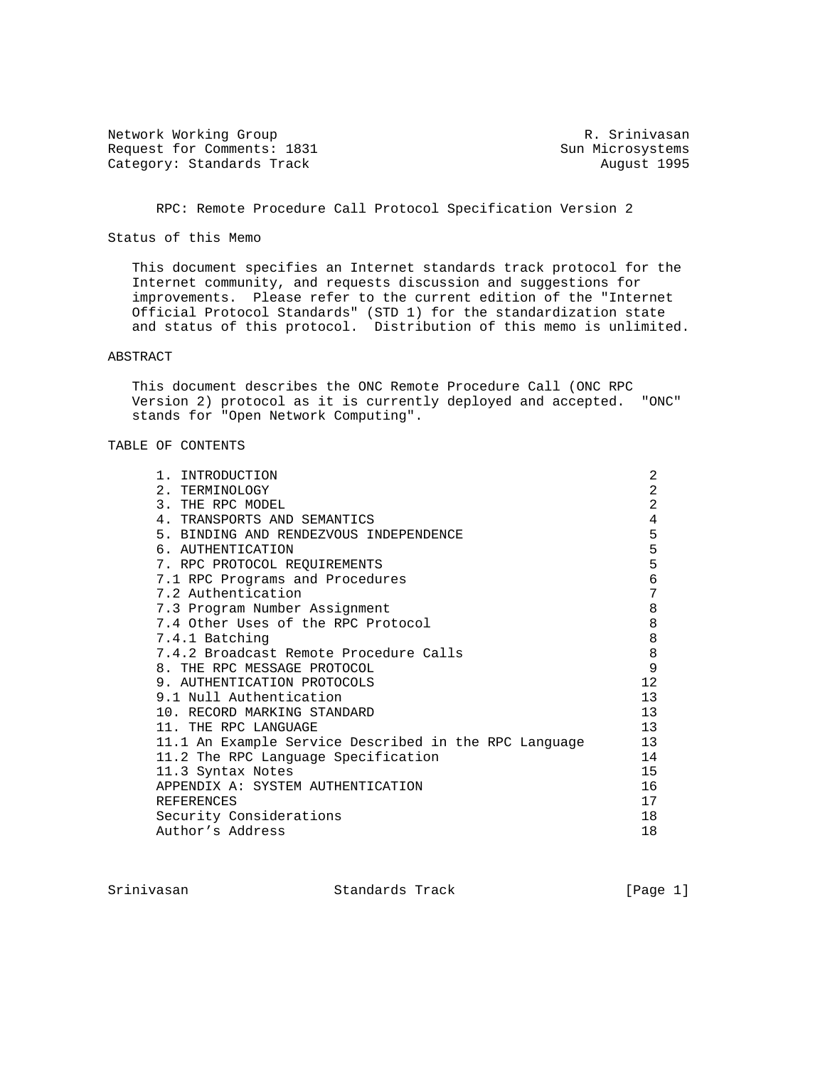Network Working Group — R. Srinivasan
Request for Comments: 1831 — Sun Microsystems
Category: Standards Track — August 1995

# RPC: Remote Procedure Call Protocol Specification Version 2

## Status of this Memo

This document specifies an Internet standards track protocol for the Internet community, and requests discussion and suggestions for improvements. Please refer to the current edition of the "Internet Official Protocol Standards" (STD 1) for the standardization state and status of this protocol. Distribution of this memo is unlimited.

## ABSTRACT

This document describes the ONC Remote Procedure Call (ONC RPC Version 2) protocol as it is currently deployed and accepted. "ONC" stands for "Open Network Computing".

## TABLE OF CONTENTS

| Section | Page |
| --- | --- |
| 1. INTRODUCTION | 2 |
| 2. TERMINOLOGY | 2 |
| 3. THE RPC MODEL | 2 |
| 4. TRANSPORTS AND SEMANTICS | 4 |
| 5. BINDING AND RENDEZVOUS INDEPENDENCE | 5 |
| 6. AUTHENTICATION | 5 |
| 7. RPC PROTOCOL REQUIREMENTS | 5 |
| 7.1 RPC Programs and Procedures | 6 |
| 7.2 Authentication | 7 |
| 7.3 Program Number Assignment | 8 |
| 7.4 Other Uses of the RPC Protocol | 8 |
| 7.4.1 Batching | 8 |
| 7.4.2 Broadcast Remote Procedure Calls | 8 |
| 8. THE RPC MESSAGE PROTOCOL | 9 |
| 9. AUTHENTICATION PROTOCOLS | 12 |
| 9.1 Null Authentication | 13 |
| 10. RECORD MARKING STANDARD | 13 |
| 11. THE RPC LANGUAGE | 13 |
| 11.1 An Example Service Described in the RPC Language | 13 |
| 11.2 The RPC Language Specification | 14 |
| 11.3 Syntax Notes | 15 |
| APPENDIX A: SYSTEM AUTHENTICATION | 16 |
| REFERENCES | 17 |
| Security Considerations | 18 |
| Author's Address | 18 |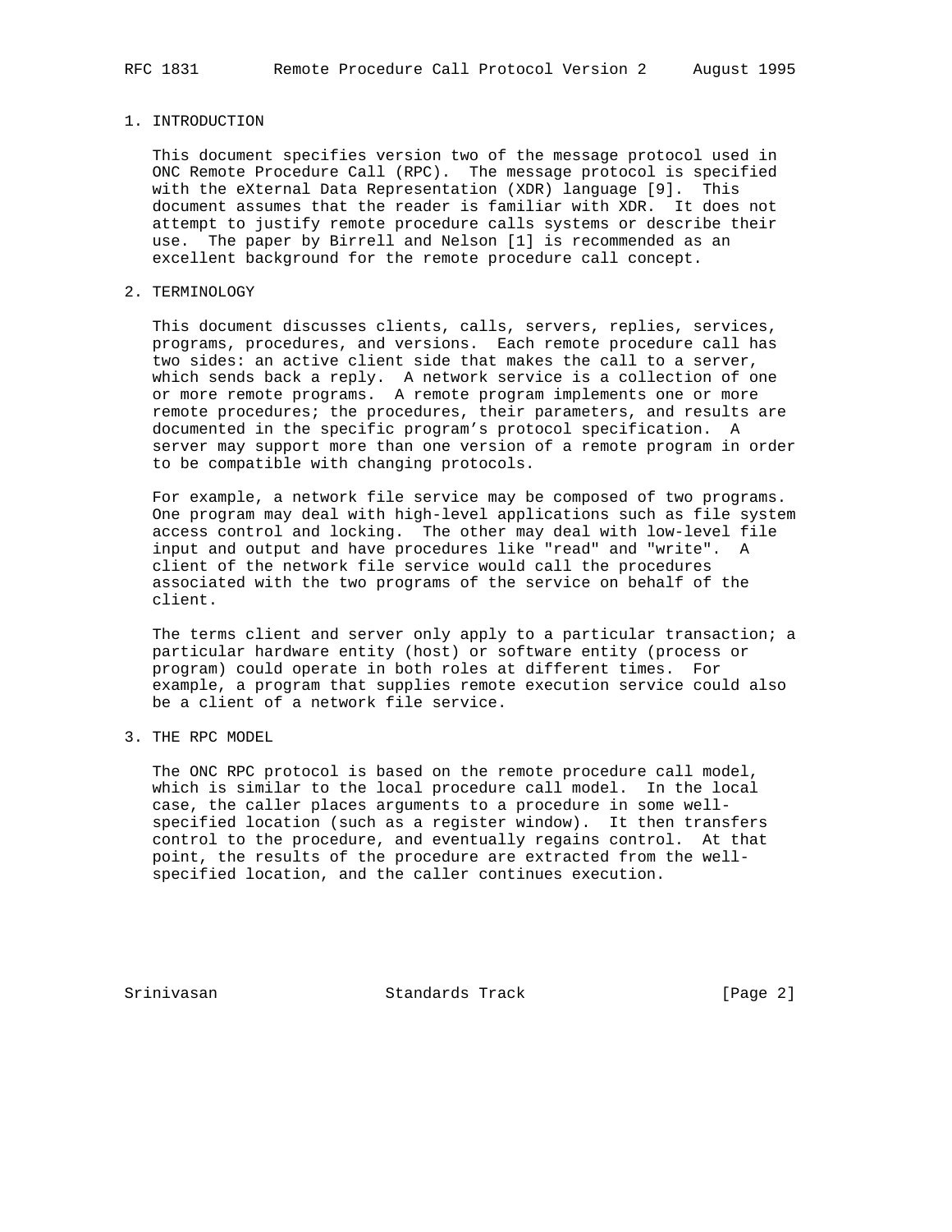## 1. INTRODUCTION

This document specifies version two of the message protocol used in ONC Remote Procedure Call (RPC). The message protocol is specified with the eXternal Data Representation (XDR) language [9]. This document assumes that the reader is familiar with XDR. It does not attempt to justify remote procedure calls systems or describe their use. The paper by Birrell and Nelson [1] is recommended as an excellent background for the remote procedure call concept.

## 2. TERMINOLOGY

This document discusses clients, calls, servers, replies, services, programs, procedures, and versions. Each remote procedure call has two sides: an active client side that makes the call to a server, which sends back a reply. A network service is a collection of one or more remote programs. A remote program implements one or more remote procedures; the procedures, their parameters, and results are documented in the specific program's protocol specification. A server may support more than one version of a remote program in order to be compatible with changing protocols.

For example, a network file service may be composed of two programs. One program may deal with high-level applications such as file system access control and locking. The other may deal with low-level file input and output and have procedures like "read" and "write". A client of the network file service would call the procedures associated with the two programs of the service on behalf of the client.

The terms client and server only apply to a particular transaction; a particular hardware entity (host) or software entity (process or program) could operate in both roles at different times. For example, a program that supplies remote execution service could also be a client of a network file service.

## 3. THE RPC MODEL

The ONC RPC protocol is based on the remote procedure call model, which is similar to the local procedure call model. In the local case, the caller places arguments to a procedure in some well-specified location (such as a register window). It then transfers control to the procedure, and eventually regains control. At that point, the results of the procedure are extracted from the well-specified location, and the caller continues execution.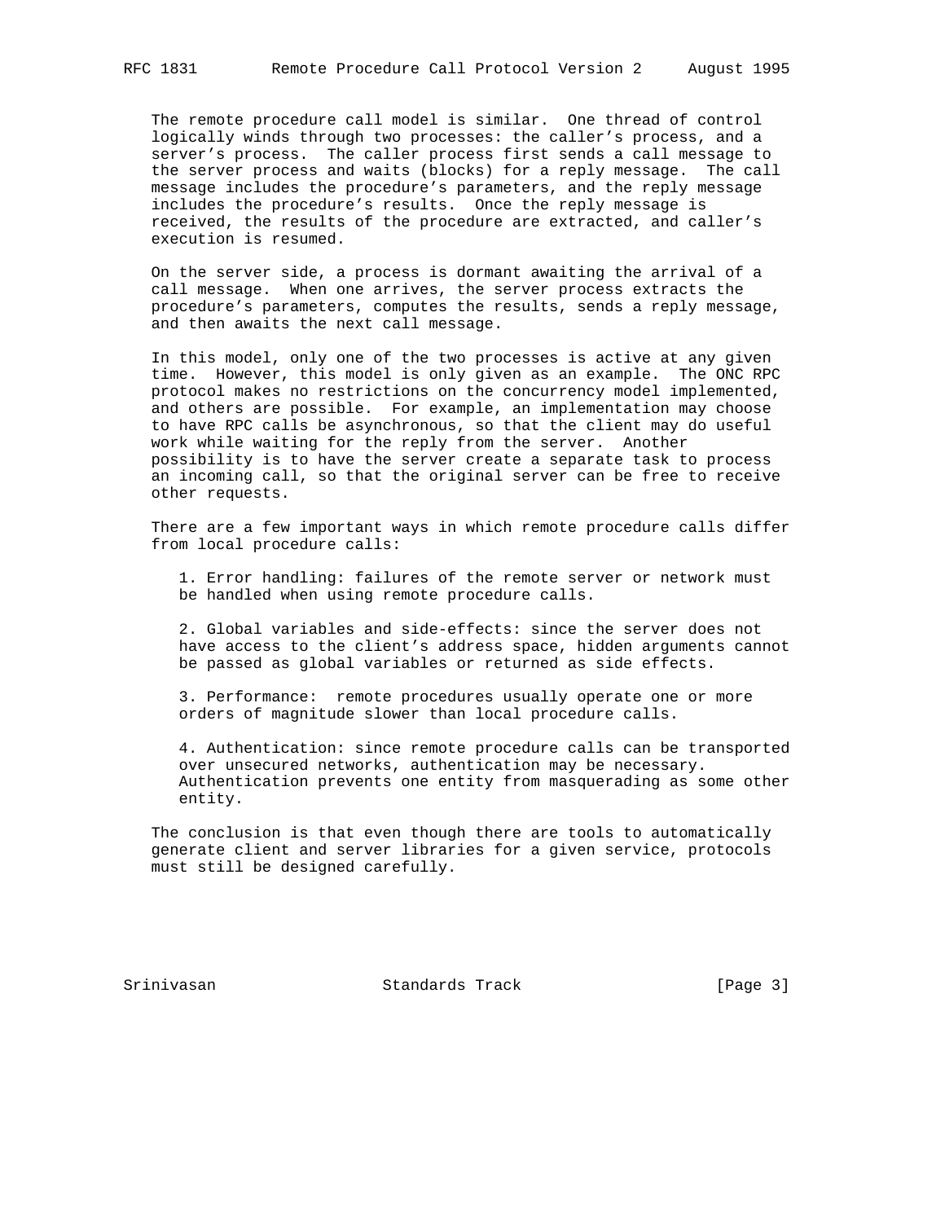The remote procedure call model is similar. One thread of control logically winds through two processes: the caller's process, and a server's process. The caller process first sends a call message to the server process and waits (blocks) for a reply message. The call message includes the procedure's parameters, and the reply message includes the procedure's results. Once the reply message is received, the results of the procedure are extracted, and caller's execution is resumed.

On the server side, a process is dormant awaiting the arrival of a call message. When one arrives, the server process extracts the procedure's parameters, computes the results, sends a reply message, and then awaits the next call message.

In this model, only one of the two processes is active at any given time. However, this model is only given as an example. The ONC RPC protocol makes no restrictions on the concurrency model implemented, and others are possible. For example, an implementation may choose to have RPC calls be asynchronous, so that the client may do useful work while waiting for the reply from the server. Another possibility is to have the server create a separate task to process an incoming call, so that the original server can be free to receive other requests.

There are a few important ways in which remote procedure calls differ from local procedure calls:

1. Error handling: failures of the remote server or network must be handled when using remote procedure calls.

2. Global variables and side-effects: since the server does not have access to the client's address space, hidden arguments cannot be passed as global variables or returned as side effects.

3. Performance: remote procedures usually operate one or more orders of magnitude slower than local procedure calls.

4. Authentication: since remote procedure calls can be transported over unsecured networks, authentication may be necessary. Authentication prevents one entity from masquerading as some other entity.

The conclusion is that even though there are tools to automatically generate client and server libraries for a given service, protocols must still be designed carefully.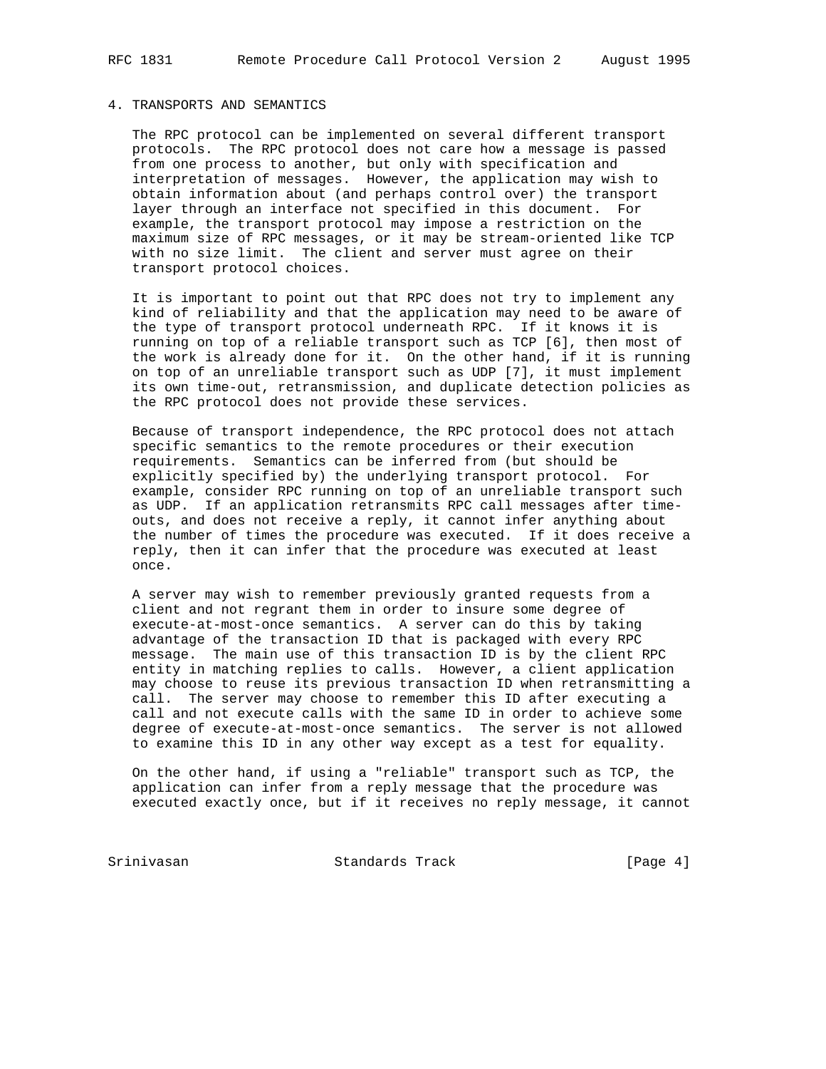## 4. TRANSPORTS AND SEMANTICS

The RPC protocol can be implemented on several different transport protocols. The RPC protocol does not care how a message is passed from one process to another, but only with specification and interpretation of messages. However, the application may wish to obtain information about (and perhaps control over) the transport layer through an interface not specified in this document. For example, the transport protocol may impose a restriction on the maximum size of RPC messages, or it may be stream-oriented like TCP with no size limit. The client and server must agree on their transport protocol choices.

It is important to point out that RPC does not try to implement any kind of reliability and that the application may need to be aware of the type of transport protocol underneath RPC. If it knows it is running on top of a reliable transport such as TCP [6], then most of the work is already done for it. On the other hand, if it is running on top of an unreliable transport such as UDP [7], it must implement its own time-out, retransmission, and duplicate detection policies as the RPC protocol does not provide these services.

Because of transport independence, the RPC protocol does not attach specific semantics to the remote procedures or their execution requirements. Semantics can be inferred from (but should be explicitly specified by) the underlying transport protocol. For example, consider RPC running on top of an unreliable transport such as UDP. If an application retransmits RPC call messages after time-outs, and does not receive a reply, it cannot infer anything about the number of times the procedure was executed. If it does receive a reply, then it can infer that the procedure was executed at least once.

A server may wish to remember previously granted requests from a client and not regrant them in order to insure some degree of execute-at-most-once semantics. A server can do this by taking advantage of the transaction ID that is packaged with every RPC message. The main use of this transaction ID is by the client RPC entity in matching replies to calls. However, a client application may choose to reuse its previous transaction ID when retransmitting a call. The server may choose to remember this ID after executing a call and not execute calls with the same ID in order to achieve some degree of execute-at-most-once semantics. The server is not allowed to examine this ID in any other way except as a test for equality.

On the other hand, if using a "reliable" transport such as TCP, the application can infer from a reply message that the procedure was executed exactly once, but if it receives no reply message, it cannot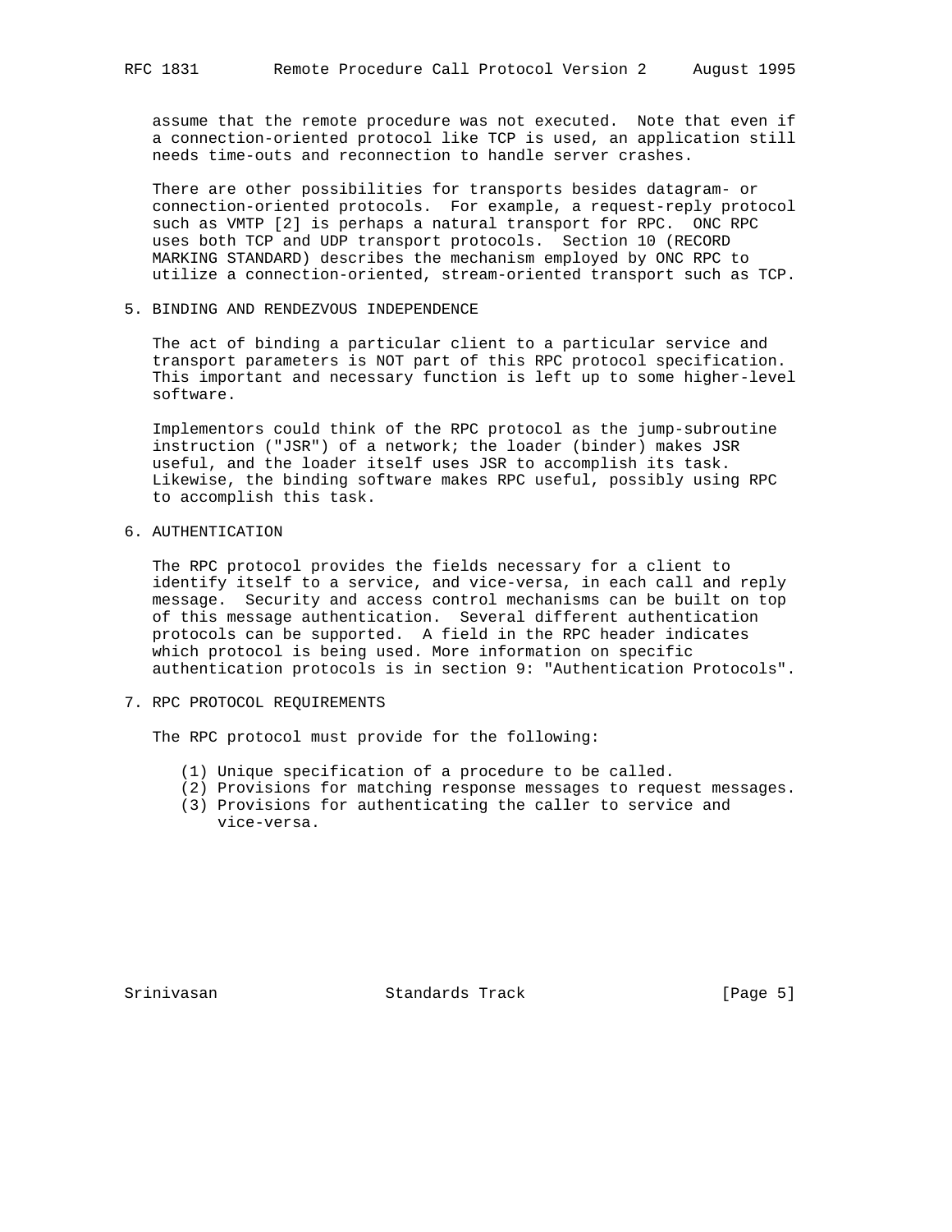assume that the remote procedure was not executed. Note that even if a connection-oriented protocol like TCP is used, an application still needs time-outs and reconnection to handle server crashes.

There are other possibilities for transports besides datagram- or connection-oriented protocols. For example, a request-reply protocol such as VMTP [2] is perhaps a natural transport for RPC. ONC RPC uses both TCP and UDP transport protocols. Section 10 (RECORD MARKING STANDARD) describes the mechanism employed by ONC RPC to utilize a connection-oriented, stream-oriented transport such as TCP.

## 5. BINDING AND RENDEZVOUS INDEPENDENCE

The act of binding a particular client to a particular service and transport parameters is NOT part of this RPC protocol specification. This important and necessary function is left up to some higher-level software.

Implementors could think of the RPC protocol as the jump-subroutine instruction ("JSR") of a network; the loader (binder) makes JSR useful, and the loader itself uses JSR to accomplish its task. Likewise, the binding software makes RPC useful, possibly using RPC to accomplish this task.

## 6. AUTHENTICATION

The RPC protocol provides the fields necessary for a client to identify itself to a service, and vice-versa, in each call and reply message. Security and access control mechanisms can be built on top of this message authentication. Several different authentication protocols can be supported. A field in the RPC header indicates which protocol is being used. More information on specific authentication protocols is in section 9: "Authentication Protocols".

## 7. RPC PROTOCOL REQUIREMENTS

The RPC protocol must provide for the following:

(1) Unique specification of a procedure to be called.
(2) Provisions for matching response messages to request messages.
(3) Provisions for authenticating the caller to service and vice-versa.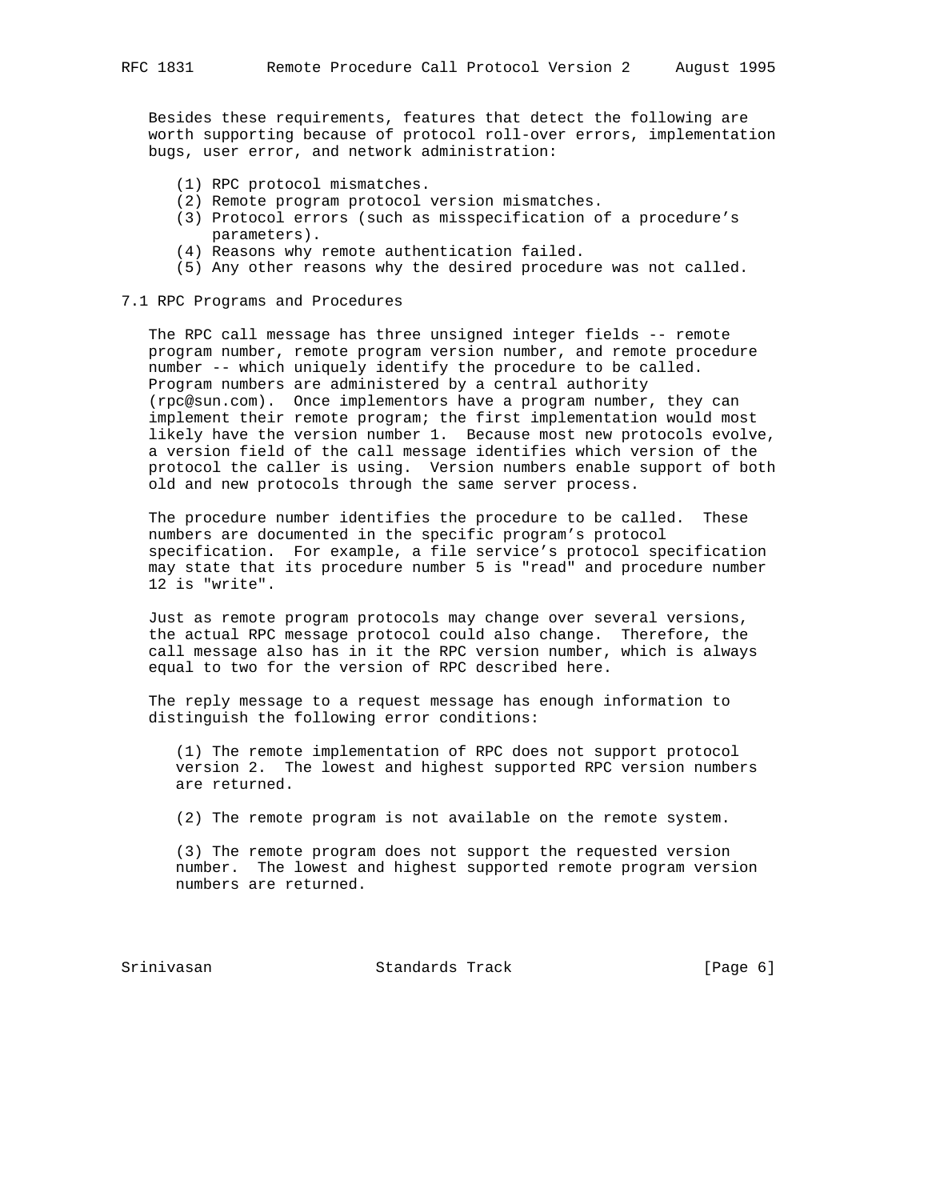Besides these requirements, features that detect the following are worth supporting because of protocol roll-over errors, implementation bugs, user error, and network administration:

(1) RPC protocol mismatches.
(2) Remote program protocol version mismatches.
(3) Protocol errors (such as misspecification of a procedure's parameters).
(4) Reasons why remote authentication failed.
(5) Any other reasons why the desired procedure was not called.

## 7.1 RPC Programs and Procedures

The RPC call message has three unsigned integer fields -- remote program number, remote program version number, and remote procedure number -- which uniquely identify the procedure to be called. Program numbers are administered by a central authority (rpc@sun.com). Once implementors have a program number, they can implement their remote program; the first implementation would most likely have the version number 1. Because most new protocols evolve, a version field of the call message identifies which version of the protocol the caller is using. Version numbers enable support of both old and new protocols through the same server process.

The procedure number identifies the procedure to be called. These numbers are documented in the specific program's protocol specification. For example, a file service's protocol specification may state that its procedure number 5 is "read" and procedure number 12 is "write".

Just as remote program protocols may change over several versions, the actual RPC message protocol could also change. Therefore, the call message also has in it the RPC version number, which is always equal to two for the version of RPC described here.

The reply message to a request message has enough information to distinguish the following error conditions:

(1) The remote implementation of RPC does not support protocol version 2. The lowest and highest supported RPC version numbers are returned.

(2) The remote program is not available on the remote system.

(3) The remote program does not support the requested version number. The lowest and highest supported remote program version numbers are returned.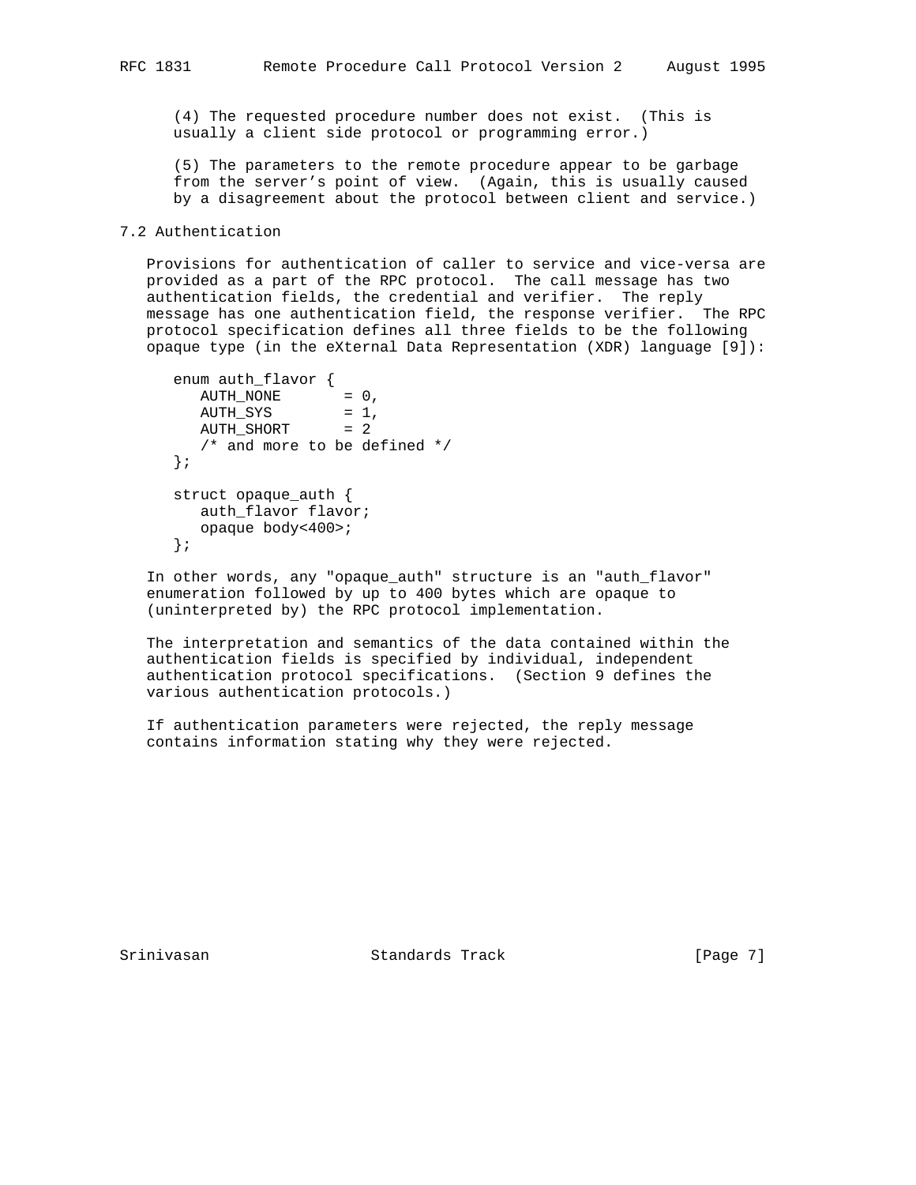(4) The requested procedure number does not exist. (This is usually a client side protocol or programming error.)

(5) The parameters to the remote procedure appear to be garbage from the server's point of view. (Again, this is usually caused by a disagreement about the protocol between client and service.)

## 7.2 Authentication

Provisions for authentication of caller to service and vice-versa are provided as a part of the RPC protocol. The call message has two authentication fields, the credential and verifier. The reply message has one authentication field, the response verifier. The RPC protocol specification defines all three fields to be the following opaque type (in the eXternal Data Representation (XDR) language [9]):

```
enum auth_flavor {
   AUTH_NONE       = 0,
   AUTH_SYS        = 1,
   AUTH_SHORT      = 2
   /* and more to be defined */
};

struct opaque_auth {
   auth_flavor flavor;
   opaque body<400>;
};
```

In other words, any "opaque_auth" structure is an "auth_flavor" enumeration followed by up to 400 bytes which are opaque to (uninterpreted by) the RPC protocol implementation.

The interpretation and semantics of the data contained within the authentication fields is specified by individual, independent authentication protocol specifications. (Section 9 defines the various authentication protocols.)

If authentication parameters were rejected, the reply message contains information stating why they were rejected.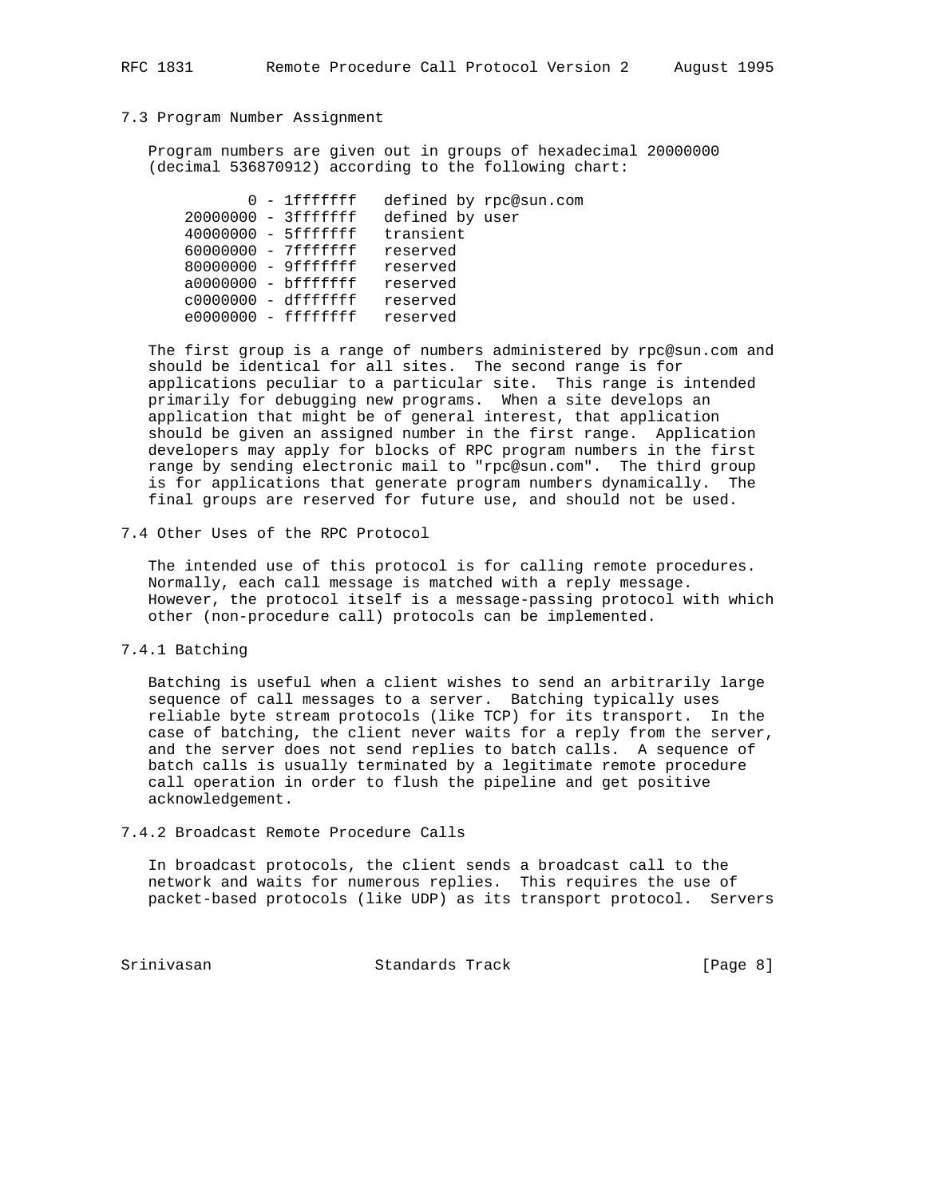## 7.3 Program Number Assignment

Program numbers are given out in groups of hexadecimal 20000000 (decimal 536870912) according to the following chart:

```
         0 - 1fffffff   defined by rpc@sun.com
  20000000 - 3fffffff   defined by user
  40000000 - 5fffffff   transient
  60000000 - 7fffffff   reserved
  80000000 - 9fffffff   reserved
  a0000000 - bfffffff   reserved
  c0000000 - dfffffff   reserved
  e0000000 - ffffffff   reserved
```

The first group is a range of numbers administered by rpc@sun.com and should be identical for all sites. The second range is for applications peculiar to a particular site. This range is intended primarily for debugging new programs. When a site develops an application that might be of general interest, that application should be given an assigned number in the first range. Application developers may apply for blocks of RPC program numbers in the first range by sending electronic mail to "rpc@sun.com". The third group is for applications that generate program numbers dynamically. The final groups are reserved for future use, and should not be used.

## 7.4 Other Uses of the RPC Protocol

The intended use of this protocol is for calling remote procedures. Normally, each call message is matched with a reply message. However, the protocol itself is a message-passing protocol with which other (non-procedure call) protocols can be implemented.

### 7.4.1 Batching

Batching is useful when a client wishes to send an arbitrarily large sequence of call messages to a server. Batching typically uses reliable byte stream protocols (like TCP) for its transport. In the case of batching, the client never waits for a reply from the server, and the server does not send replies to batch calls. A sequence of batch calls is usually terminated by a legitimate remote procedure call operation in order to flush the pipeline and get positive acknowledgement.

### 7.4.2 Broadcast Remote Procedure Calls

In broadcast protocols, the client sends a broadcast call to the network and waits for numerous replies. This requires the use of packet-based protocols (like UDP) as its transport protocol. Servers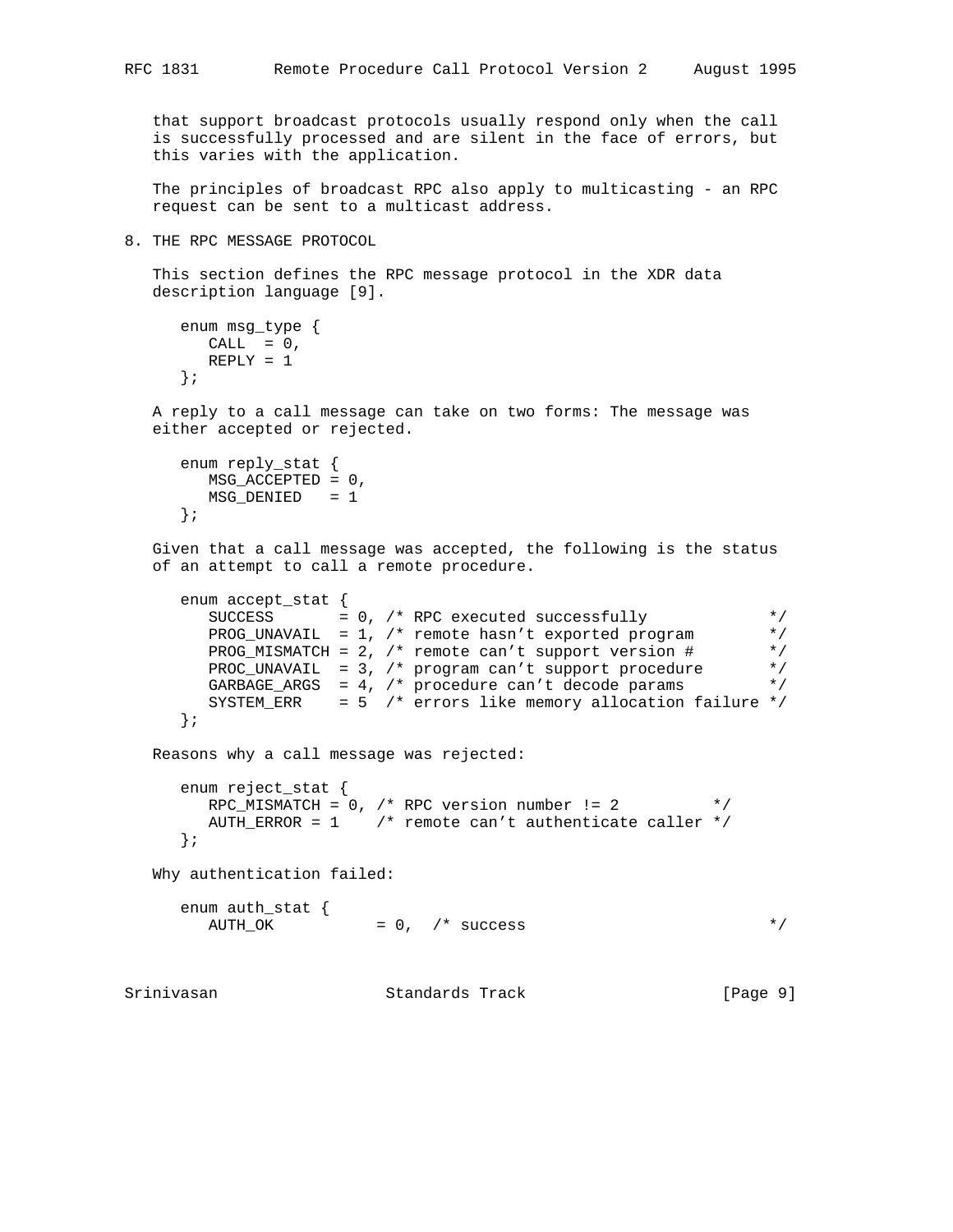that support broadcast protocols usually respond only when the call is successfully processed and are silent in the face of errors, but this varies with the application.

The principles of broadcast RPC also apply to multicasting - an RPC request can be sent to a multicast address.

## 8. THE RPC MESSAGE PROTOCOL

This section defines the RPC message protocol in the XDR data description language [9].

```
   enum msg_type {
      CALL  = 0,
      REPLY = 1
   };
```

A reply to a call message can take on two forms: The message was either accepted or rejected.

```
   enum reply_stat {
      MSG_ACCEPTED = 0,
      MSG_DENIED   = 1
   };
```

Given that a call message was accepted, the following is the status of an attempt to call a remote procedure.

```
   enum accept_stat {
      SUCCESS       = 0, /* RPC executed successfully             */
      PROG_UNAVAIL  = 1, /* remote hasn't exported program        */
      PROG_MISMATCH = 2, /* remote can't support version #        */
      PROC_UNAVAIL  = 3, /* program can't support procedure       */
      GARBAGE_ARGS  = 4, /* procedure can't decode params         */
      SYSTEM_ERR    = 5  /* errors like memory allocation failure */
   };
```

Reasons why a call message was rejected:

```
   enum reject_stat {
      RPC_MISMATCH = 0, /* RPC version number != 2          */
      AUTH_ERROR = 1    /* remote can't authenticate caller */
   };
```

Why authentication failed:

```
   enum auth_stat {
      AUTH_OK           = 0,  /* success                          */
```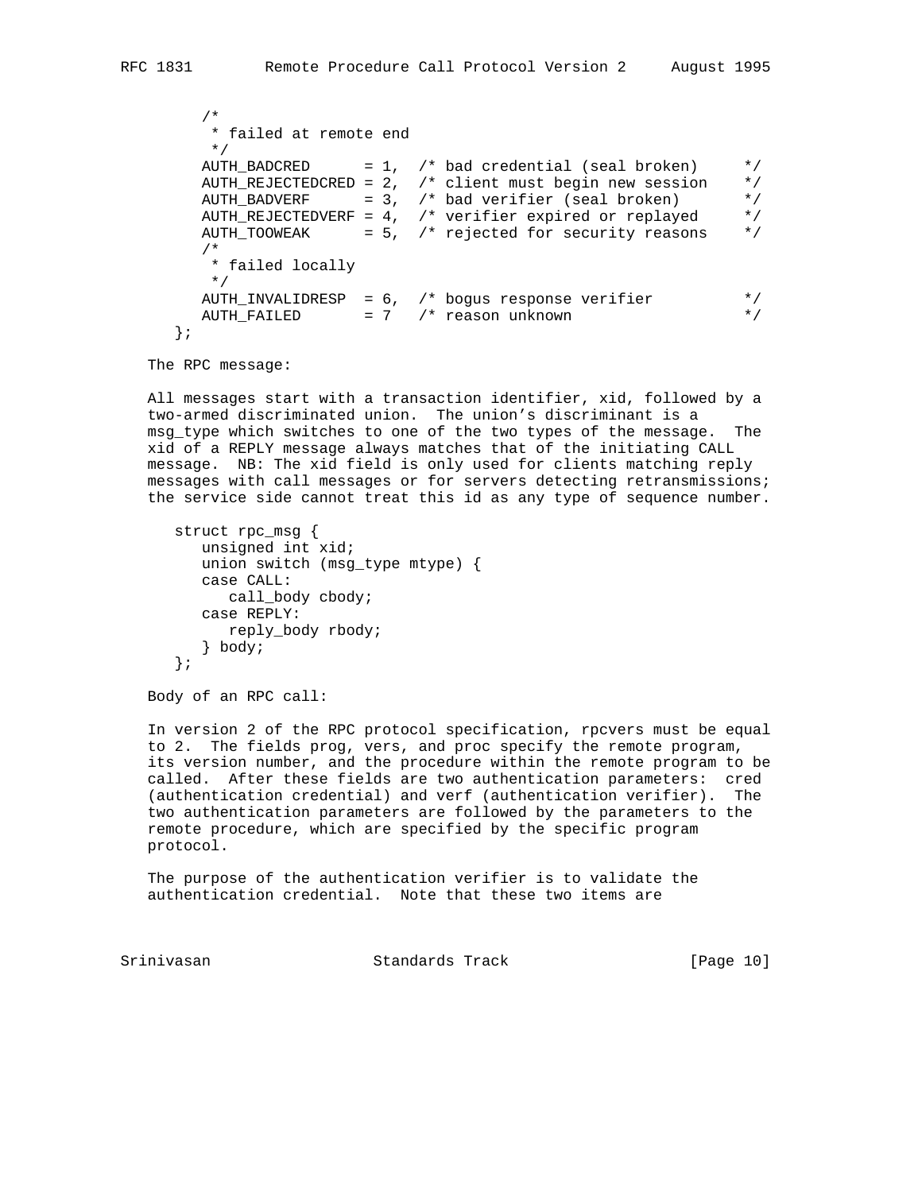```
      /*
       * failed at remote end
       */
      AUTH_BADCRED      = 1,  /* bad credential (seal broken)     */
      AUTH_REJECTEDCRED = 2,  /* client must begin new session    */
      AUTH_BADVERF      = 3,  /* bad verifier (seal broken)       */
      AUTH_REJECTEDVERF = 4,  /* verifier expired or replayed     */
      AUTH_TOOWEAK      = 5,  /* rejected for security reasons    */
      /*
       * failed locally
       */
      AUTH_INVALIDRESP  = 6,  /* bogus response verifier          */
      AUTH_FAILED       = 7   /* reason unknown                   */
   };
```

The RPC message:

All messages start with a transaction identifier, xid, followed by a two-armed discriminated union. The union's discriminant is a msg_type which switches to one of the two types of the message. The xid of a REPLY message always matches that of the initiating CALL message. NB: The xid field is only used for clients matching reply messages with call messages or for servers detecting retransmissions; the service side cannot treat this id as any type of sequence number.

```
   struct rpc_msg {
      unsigned int xid;
      union switch (msg_type mtype) {
      case CALL:
         call_body cbody;
      case REPLY:
         reply_body rbody;
      } body;
   };
```

Body of an RPC call:

In version 2 of the RPC protocol specification, rpcvers must be equal to 2. The fields prog, vers, and proc specify the remote program, its version number, and the procedure within the remote program to be called. After these fields are two authentication parameters: cred (authentication credential) and verf (authentication verifier). The two authentication parameters are followed by the parameters to the remote procedure, which are specified by the specific program protocol.

The purpose of the authentication verifier is to validate the authentication credential. Note that these two items are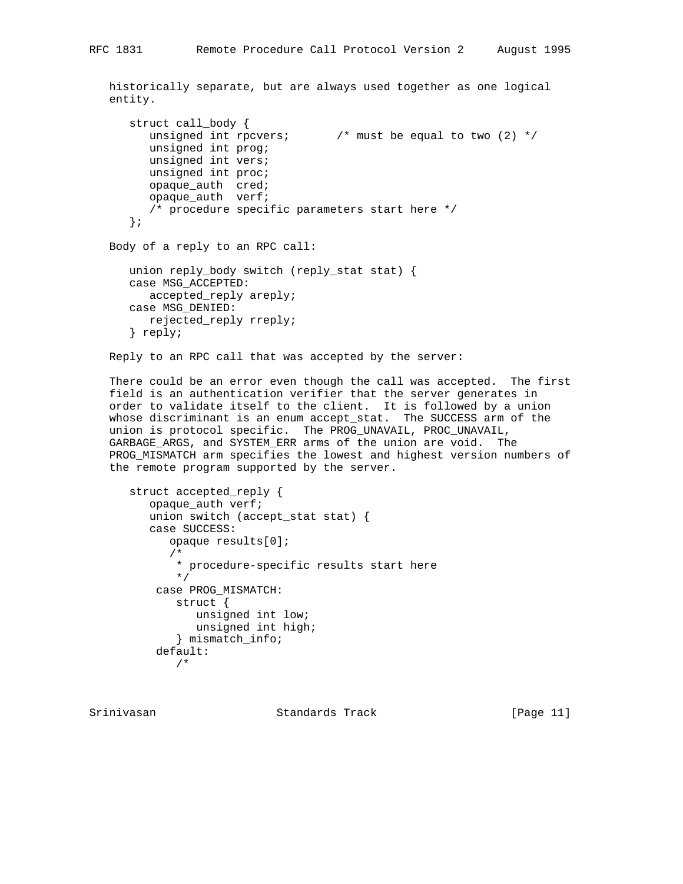historically separate, but are always used together as one logical entity.

```
   struct call_body {
      unsigned int rpcvers;       /* must be equal to two (2) */
      unsigned int prog;
      unsigned int vers;
      unsigned int proc;
      opaque_auth  cred;
      opaque_auth  verf;
      /* procedure specific parameters start here */
   };
```

Body of a reply to an RPC call:

```
   union reply_body switch (reply_stat stat) {
   case MSG_ACCEPTED:
      accepted_reply areply;
   case MSG_DENIED:
      rejected_reply rreply;
   } reply;
```

Reply to an RPC call that was accepted by the server:

There could be an error even though the call was accepted. The first field is an authentication verifier that the server generates in order to validate itself to the client. It is followed by a union whose discriminant is an enum accept_stat. The SUCCESS arm of the union is protocol specific. The PROG_UNAVAIL, PROC_UNAVAIL, GARBAGE_ARGS, and SYSTEM_ERR arms of the union are void. The PROG_MISMATCH arm specifies the lowest and highest version numbers of the remote program supported by the server.

```
   struct accepted_reply {
      opaque_auth verf;
      union switch (accept_stat stat) {
      case SUCCESS:
         opaque results[0];
         /*
          * procedure-specific results start here
          */
       case PROG_MISMATCH:
          struct {
             unsigned int low;
             unsigned int high;
          } mismatch_info;
       default:
          /*
```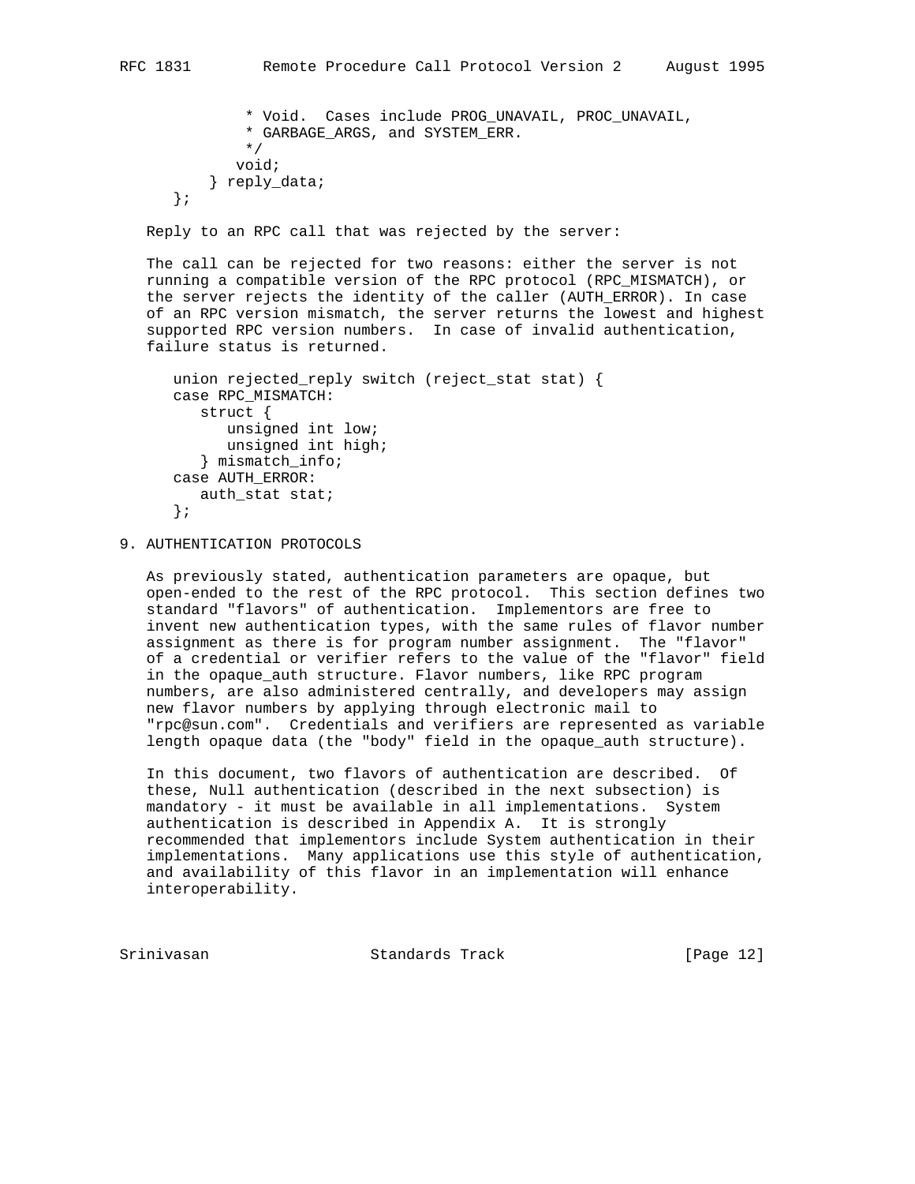```
            * Void.  Cases include PROG_UNAVAIL, PROC_UNAVAIL,
            * GARBAGE_ARGS, and SYSTEM_ERR.
            */
           void;
        } reply_data;
     };
```

Reply to an RPC call that was rejected by the server:

The call can be rejected for two reasons: either the server is not running a compatible version of the RPC protocol (RPC_MISMATCH), or the server rejects the identity of the caller (AUTH_ERROR). In case of an RPC version mismatch, the server returns the lowest and highest supported RPC version numbers.  In case of invalid authentication, failure status is returned.

```
union rejected_reply switch (reject_stat stat) {
case RPC_MISMATCH:
   struct {
      unsigned int low;
      unsigned int high;
   } mismatch_info;
case AUTH_ERROR:
   auth_stat stat;
};
```

## 9. AUTHENTICATION PROTOCOLS

As previously stated, authentication parameters are opaque, but open-ended to the rest of the RPC protocol.  This section defines two standard "flavors" of authentication.  Implementors are free to invent new authentication types, with the same rules of flavor number assignment as there is for program number assignment.  The "flavor" of a credential or verifier refers to the value of the "flavor" field in the opaque_auth structure. Flavor numbers, like RPC program numbers, are also administered centrally, and developers may assign new flavor numbers by applying through electronic mail to "rpc@sun.com".  Credentials and verifiers are represented as variable length opaque data (the "body" field in the opaque_auth structure).

In this document, two flavors of authentication are described.  Of these, Null authentication (described in the next subsection) is mandatory - it must be available in all implementations.  System authentication is described in Appendix A.  It is strongly recommended that implementors include System authentication in their implementations.  Many applications use this style of authentication, and availability of this flavor in an implementation will enhance interoperability.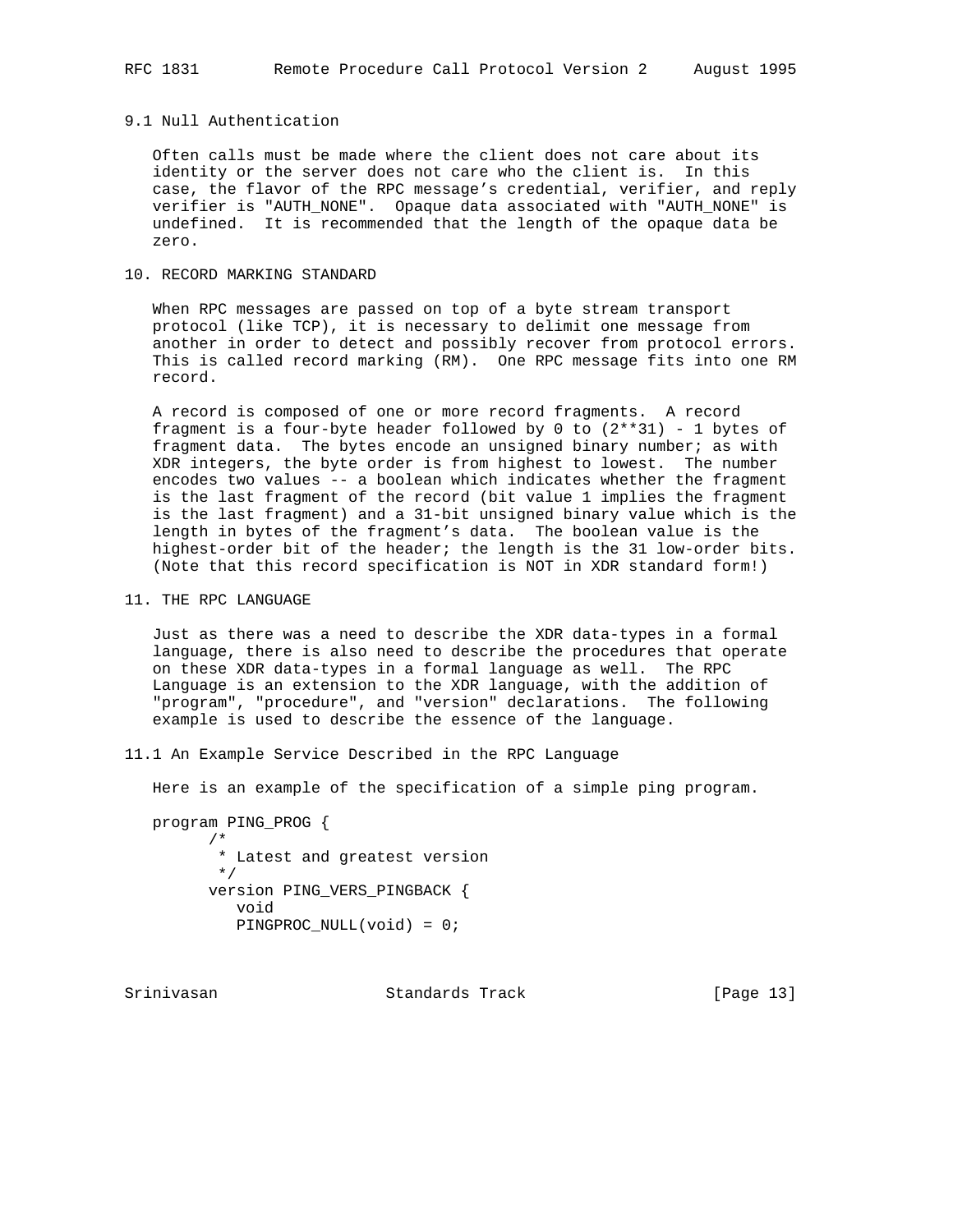### 9.1 Null Authentication

Often calls must be made where the client does not care about its identity or the server does not care who the client is. In this case, the flavor of the RPC message's credential, verifier, and reply verifier is "AUTH_NONE". Opaque data associated with "AUTH_NONE" is undefined. It is recommended that the length of the opaque data be zero.

## 10. RECORD MARKING STANDARD

When RPC messages are passed on top of a byte stream transport protocol (like TCP), it is necessary to delimit one message from another in order to detect and possibly recover from protocol errors. This is called record marking (RM). One RPC message fits into one RM record.

A record is composed of one or more record fragments. A record fragment is a four-byte header followed by 0 to (2**31) - 1 bytes of fragment data. The bytes encode an unsigned binary number; as with XDR integers, the byte order is from highest to lowest. The number encodes two values -- a boolean which indicates whether the fragment is the last fragment of the record (bit value 1 implies the fragment is the last fragment) and a 31-bit unsigned binary value which is the length in bytes of the fragment's data. The boolean value is the highest-order bit of the header; the length is the 31 low-order bits. (Note that this record specification is NOT in XDR standard form!)

## 11. THE RPC LANGUAGE

Just as there was a need to describe the XDR data-types in a formal language, there is also need to describe the procedures that operate on these XDR data-types in a formal language as well. The RPC Language is an extension to the XDR language, with the addition of "program", "procedure", and "version" declarations. The following example is used to describe the essence of the language.

### 11.1 An Example Service Described in the RPC Language

Here is an example of the specification of a simple ping program.

```
program PING_PROG {
      /*
       * Latest and greatest version
       */
      version PING_VERS_PINGBACK {
         void
         PINGPROC_NULL(void) = 0;
```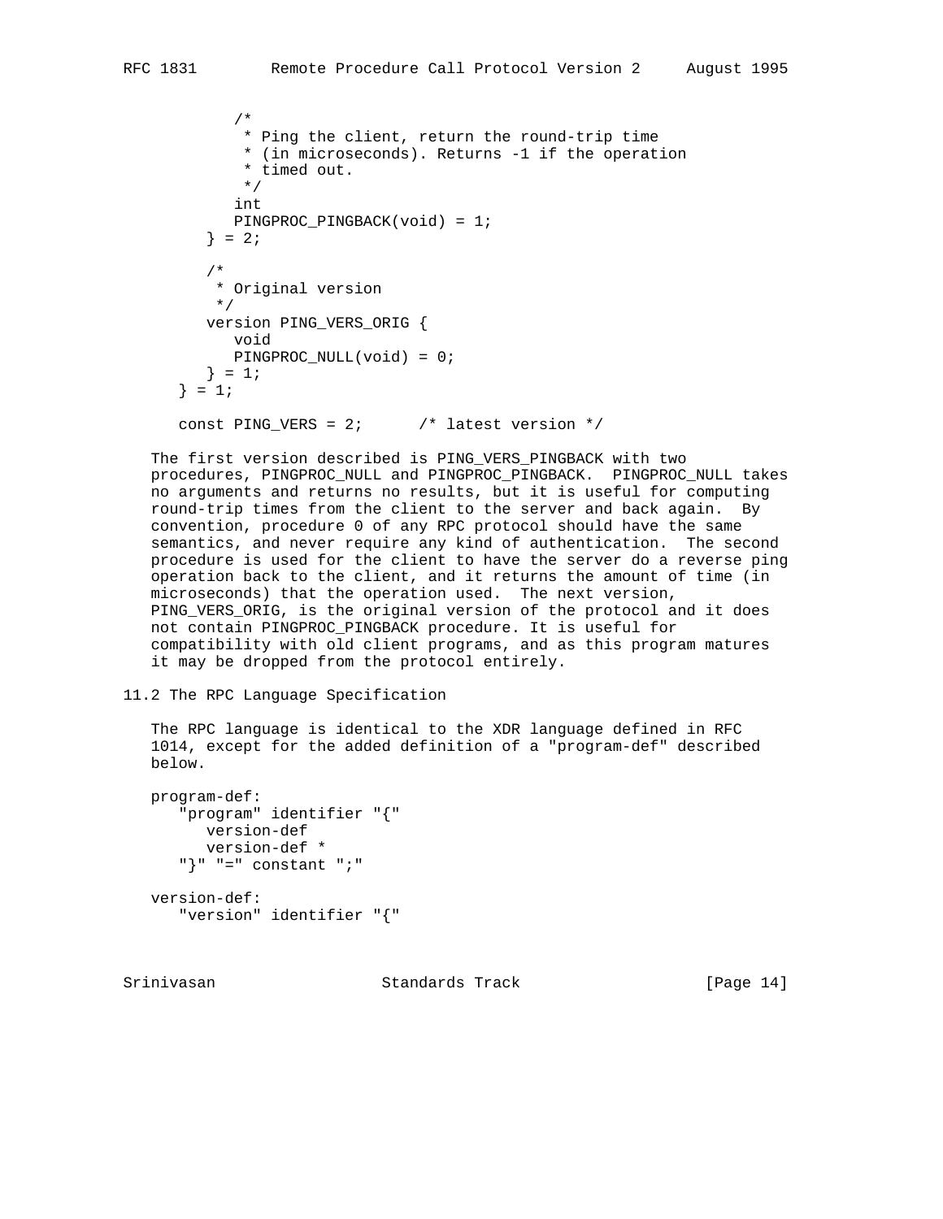```
         /*
          * Ping the client, return the round-trip time
          * (in microseconds). Returns -1 if the operation
          * timed out.
          */
         int
         PINGPROC_PINGBACK(void) = 1;
      } = 2;

      /*
       * Original version
       */
      version PING_VERS_ORIG {
         void
         PINGPROC_NULL(void) = 0;
      } = 1;
   } = 1;

   const PING_VERS = 2;      /* latest version */
```

The first version described is PING_VERS_PINGBACK with two procedures, PINGPROC_NULL and PINGPROC_PINGBACK. PINGPROC_NULL takes no arguments and returns no results, but it is useful for computing round-trip times from the client to the server and back again. By convention, procedure 0 of any RPC protocol should have the same semantics, and never require any kind of authentication. The second procedure is used for the client to have the server do a reverse ping operation back to the client, and it returns the amount of time (in microseconds) that the operation used. The next version, PING_VERS_ORIG, is the original version of the protocol and it does not contain PINGPROC_PINGBACK procedure. It is useful for compatibility with old client programs, and as this program matures it may be dropped from the protocol entirely.

## 11.2 The RPC Language Specification

The RPC language is identical to the XDR language defined in RFC 1014, except for the added definition of a "program-def" described below.

```
program-def:
   "program" identifier "{"
      version-def
      version-def *
   "}" "=" constant ";"

version-def:
   "version" identifier "{"
```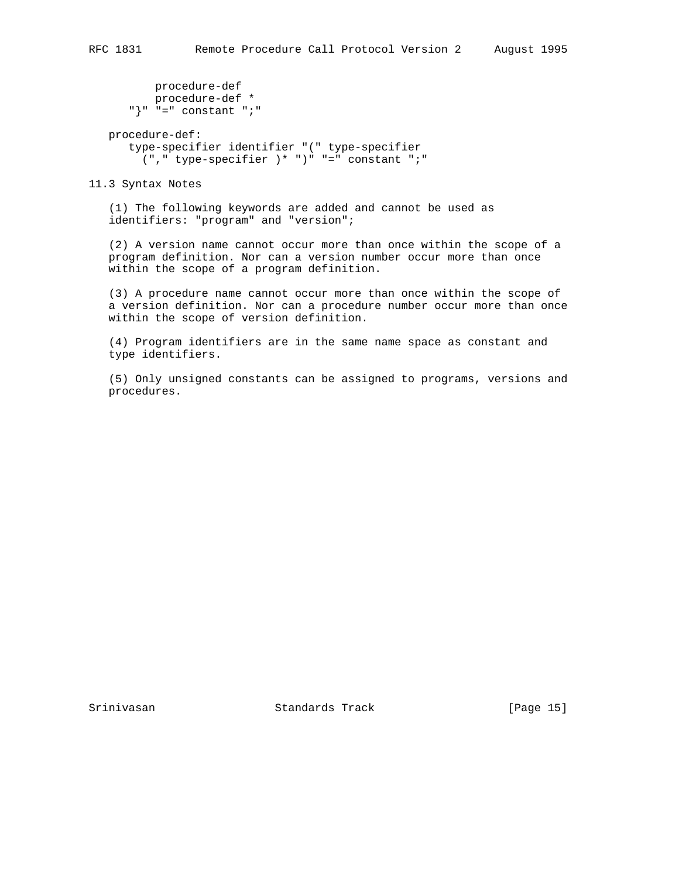```
         procedure-def
         procedure-def *
      "}" "=" constant ";"

   procedure-def:
      type-specifier identifier "(" type-specifier
        ("," type-specifier )* ")" "=" constant ";"
```

## 11.3 Syntax Notes

(1) The following keywords are added and cannot be used as identifiers: "program" and "version";

(2) A version name cannot occur more than once within the scope of a program definition. Nor can a version number occur more than once within the scope of a program definition.

(3) A procedure name cannot occur more than once within the scope of a version definition. Nor can a procedure number occur more than once within the scope of version definition.

(4) Program identifiers are in the same name space as constant and type identifiers.

(5) Only unsigned constants can be assigned to programs, versions and procedures.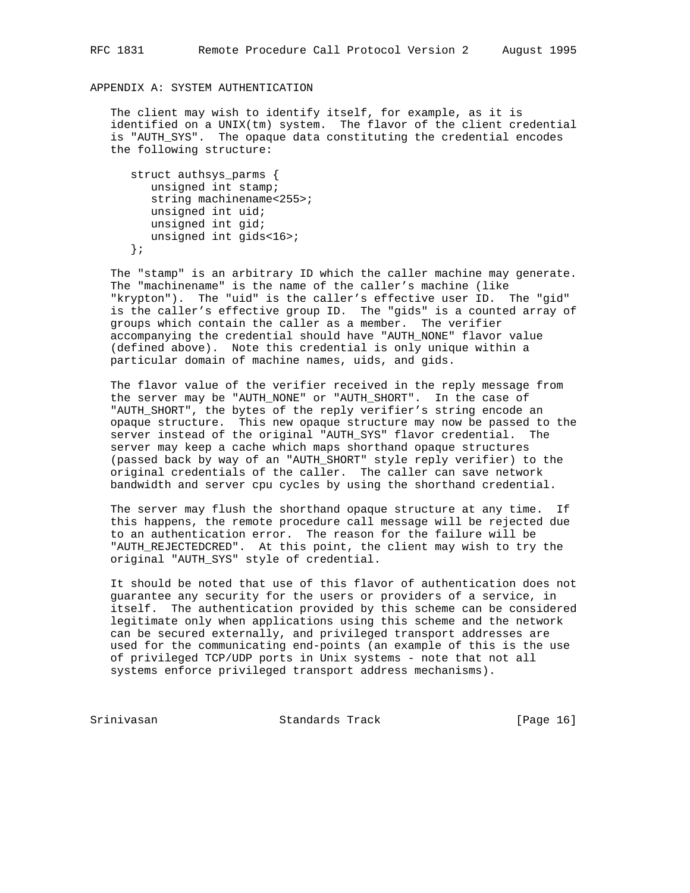## APPENDIX A: SYSTEM AUTHENTICATION

The client may wish to identify itself, for example, as it is identified on a UNIX(tm) system. The flavor of the client credential is "AUTH_SYS". The opaque data constituting the credential encodes the following structure:

```
struct authsys_parms {
   unsigned int stamp;
   string machinename<255>;
   unsigned int uid;
   unsigned int gid;
   unsigned int gids<16>;
};
```

The "stamp" is an arbitrary ID which the caller machine may generate. The "machinename" is the name of the caller's machine (like "krypton"). The "uid" is the caller's effective user ID. The "gid" is the caller's effective group ID. The "gids" is a counted array of groups which contain the caller as a member. The verifier accompanying the credential should have "AUTH_NONE" flavor value (defined above). Note this credential is only unique within a particular domain of machine names, uids, and gids.

The flavor value of the verifier received in the reply message from the server may be "AUTH_NONE" or "AUTH_SHORT". In the case of "AUTH_SHORT", the bytes of the reply verifier's string encode an opaque structure. This new opaque structure may now be passed to the server instead of the original "AUTH_SYS" flavor credential. The server may keep a cache which maps shorthand opaque structures (passed back by way of an "AUTH_SHORT" style reply verifier) to the original credentials of the caller. The caller can save network bandwidth and server cpu cycles by using the shorthand credential.

The server may flush the shorthand opaque structure at any time. If this happens, the remote procedure call message will be rejected due to an authentication error. The reason for the failure will be "AUTH_REJECTEDCRED". At this point, the client may wish to try the original "AUTH_SYS" style of credential.

It should be noted that use of this flavor of authentication does not guarantee any security for the users or providers of a service, in itself. The authentication provided by this scheme can be considered legitimate only when applications using this scheme and the network can be secured externally, and privileged transport addresses are used for the communicating end-points (an example of this is the use of privileged TCP/UDP ports in Unix systems - note that not all systems enforce privileged transport address mechanisms).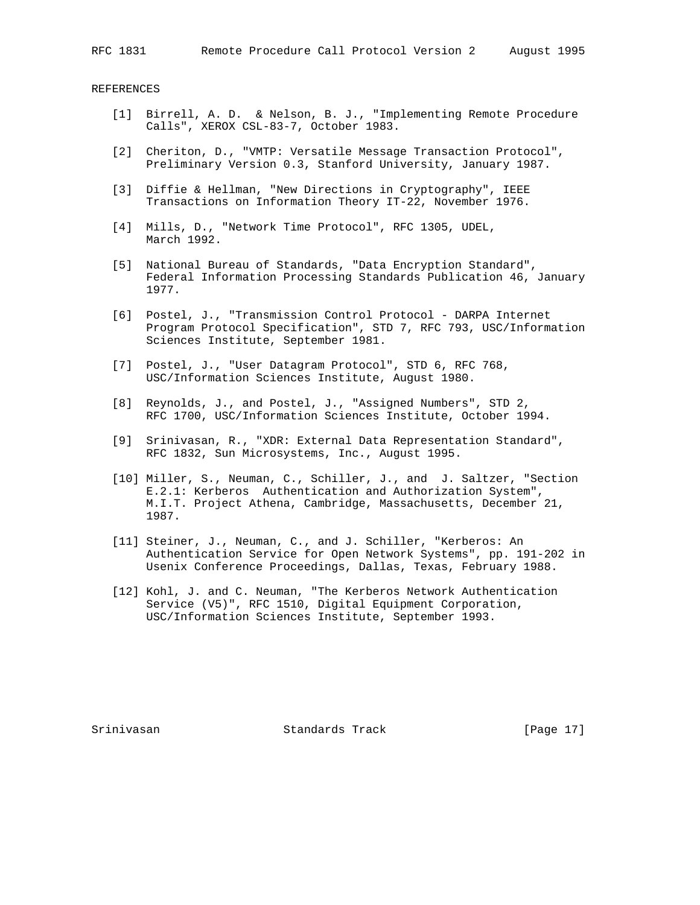## REFERENCES

[1] Birrell, A. D. & Nelson, B. J., "Implementing Remote Procedure Calls", XEROX CSL-83-7, October 1983.

[2] Cheriton, D., "VMTP: Versatile Message Transaction Protocol", Preliminary Version 0.3, Stanford University, January 1987.

[3] Diffie & Hellman, "New Directions in Cryptography", IEEE Transactions on Information Theory IT-22, November 1976.

[4] Mills, D., "Network Time Protocol", RFC 1305, UDEL, March 1992.

[5] National Bureau of Standards, "Data Encryption Standard", Federal Information Processing Standards Publication 46, January 1977.

[6] Postel, J., "Transmission Control Protocol - DARPA Internet Program Protocol Specification", STD 7, RFC 793, USC/Information Sciences Institute, September 1981.

[7] Postel, J., "User Datagram Protocol", STD 6, RFC 768, USC/Information Sciences Institute, August 1980.

[8] Reynolds, J., and Postel, J., "Assigned Numbers", STD 2, RFC 1700, USC/Information Sciences Institute, October 1994.

[9] Srinivasan, R., "XDR: External Data Representation Standard", RFC 1832, Sun Microsystems, Inc., August 1995.

[10] Miller, S., Neuman, C., Schiller, J., and J. Saltzer, "Section E.2.1: Kerberos Authentication and Authorization System", M.I.T. Project Athena, Cambridge, Massachusetts, December 21, 1987.

[11] Steiner, J., Neuman, C., and J. Schiller, "Kerberos: An Authentication Service for Open Network Systems", pp. 191-202 in Usenix Conference Proceedings, Dallas, Texas, February 1988.

[12] Kohl, J. and C. Neuman, "The Kerberos Network Authentication Service (V5)", RFC 1510, Digital Equipment Corporation, USC/Information Sciences Institute, September 1993.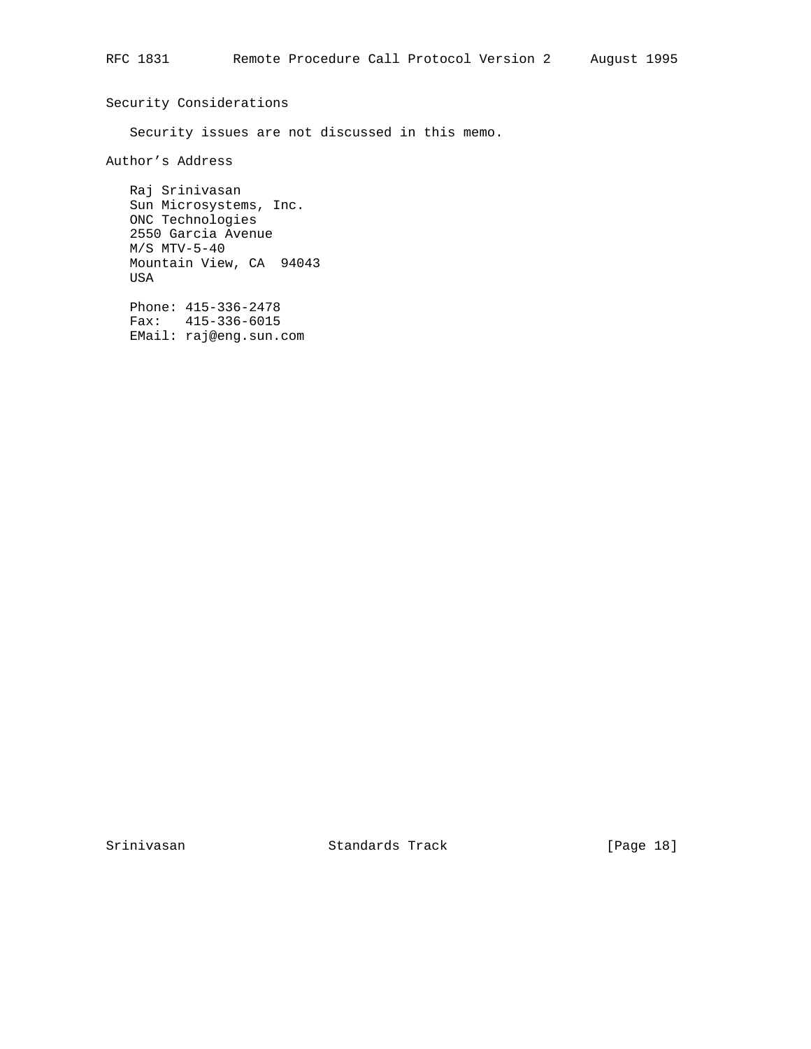## Security Considerations

Security issues are not discussed in this memo.

## Author's Address

Raj Srinivasan
Sun Microsystems, Inc.
ONC Technologies
2550 Garcia Avenue
M/S MTV-5-40
Mountain View, CA 94043
USA

Phone: 415-336-2478
Fax: 415-336-6015
EMail: raj@eng.sun.com